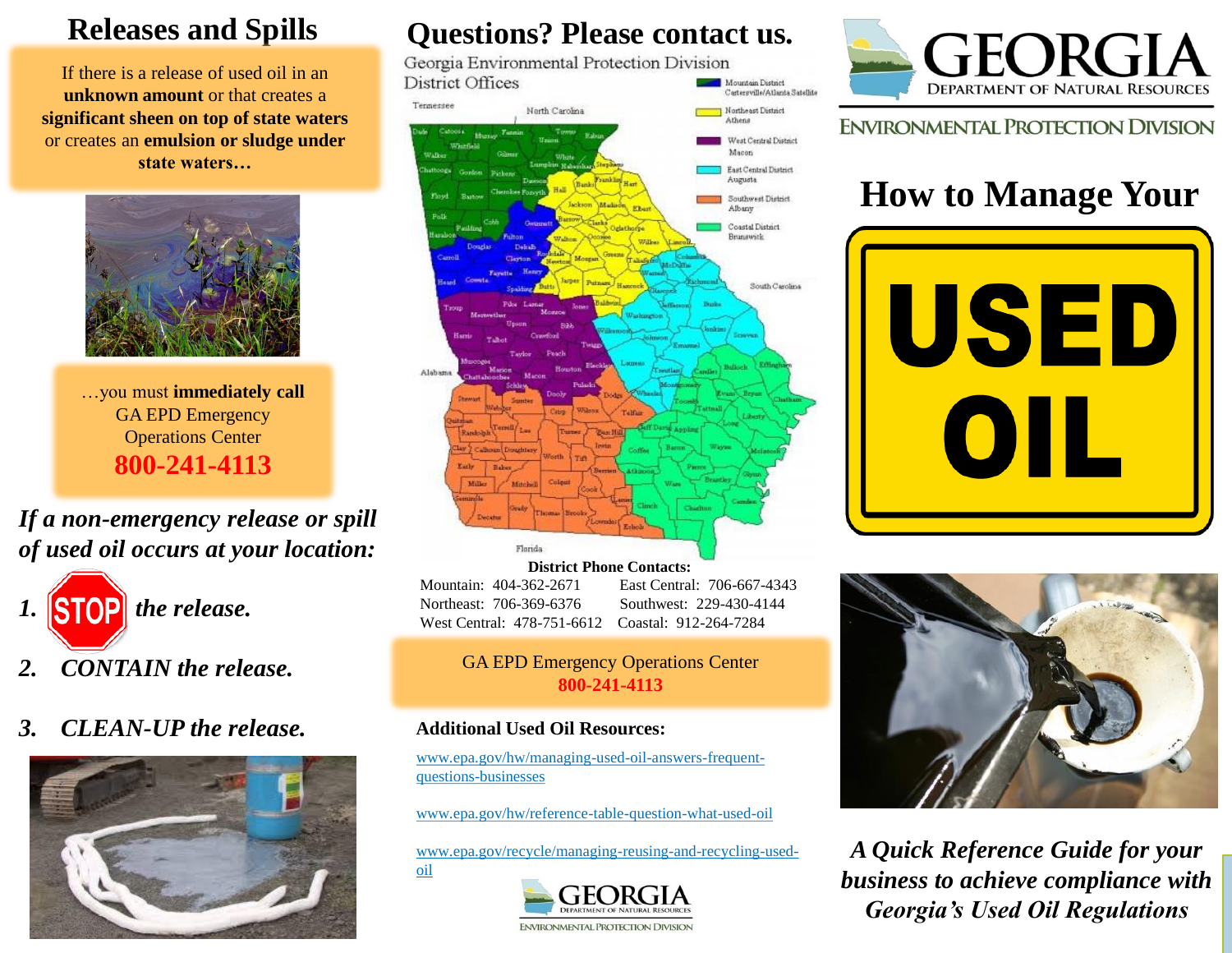## Releases and Spills

If there is a release of used oil in an **unknown amount** or that creates a **significant sheen on top of state waters** or creates an **emulsion or sludge under state waters…**

…you must **immediately call** GA EPD Emergency Operations Center **800-241-4113**

***If a non-emergency release or spill of used oil occurs at your location:***

1. ***STOP the release.***
2. ***CONTAIN the release.***
3. ***CLEAN-UP the release.***

## Questions? Please contact us.

Georgia Environmental Protection Division District Offices

- Mountain District Cartersville/Atlanta Satellite
- Northeast District Athens
- West Central District Macon
- East Central District Augusta
- Southwest District Albany
- Coastal District Brunswick

**District Phone Contacts:**

| | |
|---|---|
| Mountain: 404-362-2671 | East Central: 706-667-4343 |
| Northeast: 706-369-6376 | Southwest: 229-430-4144 |
| West Central: 478-751-6612 | Coastal: 912-264-7284 |

GA EPD Emergency Operations Center **800-241-4113**

**Additional Used Oil Resources:**

www.epa.gov/hw/managing-used-oil-answers-frequent-questions-businesses

www.epa.gov/hw/reference-table-question-what-used-oil

www.epa.gov/recycle/managing-reusing-and-recycling-used-oil

GEORGIA DEPARTMENT OF NATURAL RESOURCES

ENVIRONMENTAL PROTECTION DIVISION

# How to Manage Your USED OIL

***A Quick Reference Guide for your business to achieve compliance with Georgia's Used Oil Regulations***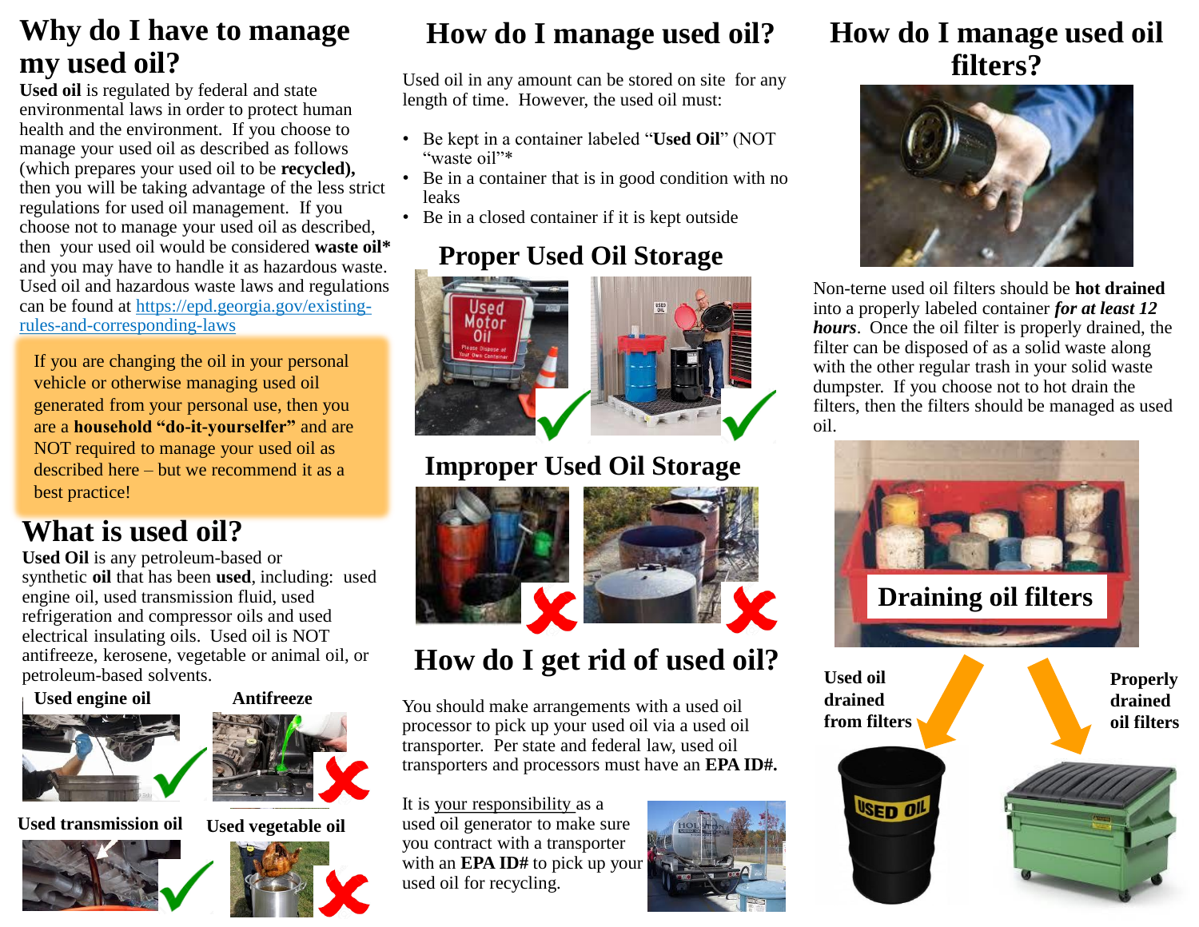# Why do I have to manage my used oil?

**Used oil** is regulated by federal and state environmental laws in order to protect human health and the environment. If you choose to manage your used oil as described as follows (which prepares your used oil to be **recycled),** then you will be taking advantage of the less strict regulations for used oil management. If you choose not to manage your used oil as described, then your used oil would be considered **waste oil*** and you may have to handle it as hazardous waste. Used oil and hazardous waste laws and regulations can be found at https://epd.georgia.gov/existing-rules-and-corresponding-laws

If you are changing the oil in your personal vehicle or otherwise managing used oil generated from your personal use, then you are a **household "do-it-yourselfer"** and are NOT required to manage your used oil as described here – but we recommend it as a best practice!

# What is used oil?

**Used Oil** is any petroleum-based or synthetic **oil** that has been **used**, including: used engine oil, used transmission fluid, used refrigeration and compressor oils and used electrical insulating oils. Used oil is NOT antifreeze, kerosene, vegetable or animal oil, or petroleum-based solvents.

**Used engine oil**

**Antifreeze**

**Used transmission oil**

**Used vegetable oil**

# How do I manage used oil?

Used oil in any amount can be stored on site for any length of time. However, the used oil must:

- Be kept in a container labeled "**Used Oil**" (NOT "waste oil"*
- Be in a container that is in good condition with no leaks
- Be in a closed container if it is kept outside

## Proper Used Oil Storage

## Improper Used Oil Storage

# How do I get rid of used oil?

You should make arrangements with a used oil processor to pick up your used oil via a used oil transporter. Per state and federal law, used oil transporters and processors must have an **EPA ID#.**

It is your responsibility as a used oil generator to make sure you contract with a transporter with an **EPA ID#** to pick up your used oil for recycling.

# How do I manage used oil filters?

Non-terne used oil filters should be **hot drained** into a properly labeled container ***for at least 12 hours***. Once the oil filter is properly drained, the filter can be disposed of as a solid waste along with the other regular trash in your solid waste dumpster. If you choose not to hot drain the filters, then the filters should be managed as used oil.

**Draining oil filters**

**Used oil drained from filters**

**Properly drained oil filters**